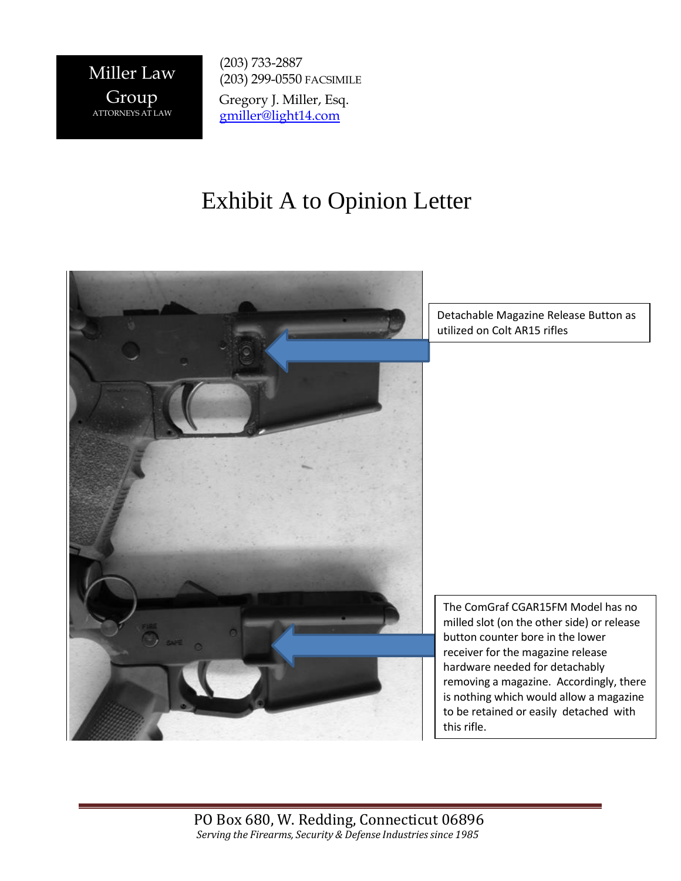Miller Law Group
ATTORNEYS AT LAW

(203) 733-2887
(203) 299-0550 FACSIMILE
Gregory J. Miller, Esq.
gmiller@light14.com

# Exhibit A to Opinion Letter

Detachable Magazine Release Button as utilized on Colt AR15 rifles

The ComGraf CGAR15FM Model has no milled slot (on the other side) or release button counter bore in the lower receiver for the magazine release hardware needed for detachably removing a magazine. Accordingly, there is nothing which would allow a magazine to be retained or easily detached with this rifle.

PO Box 680, W. Redding, Connecticut 06896
*Serving the Firearms, Security & Defense Industries since 1985*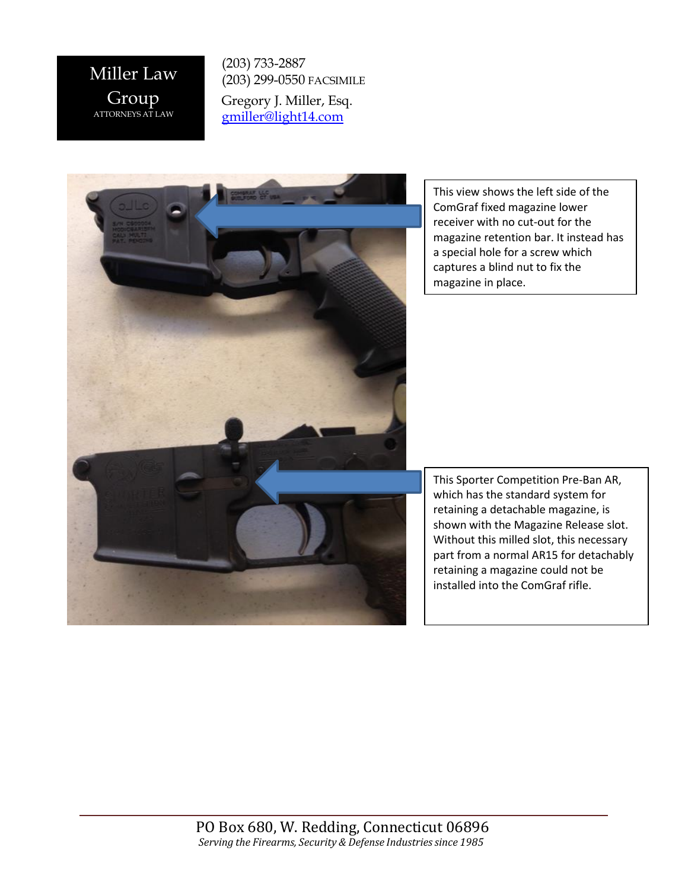Miller Law Group
ATTORNEYS AT LAW

(203) 733-2887
(203) 299-0550 FACSIMILE
Gregory J. Miller, Esq.
gmiller@light14.com

This view shows the left side of the ComGraf fixed magazine lower receiver with no cut-out for the magazine retention bar. It instead has a special hole for a screw which captures a blind nut to fix the magazine in place.

This Sporter Competition Pre-Ban AR, which has the standard system for retaining a detachable magazine, is shown with the Magazine Release slot. Without this milled slot, this necessary part from a normal AR15 for detachably retaining a magazine could not be installed into the ComGraf rifle.

PO Box 680, W. Redding, Connecticut 06896
*Serving the Firearms, Security & Defense Industries since 1985*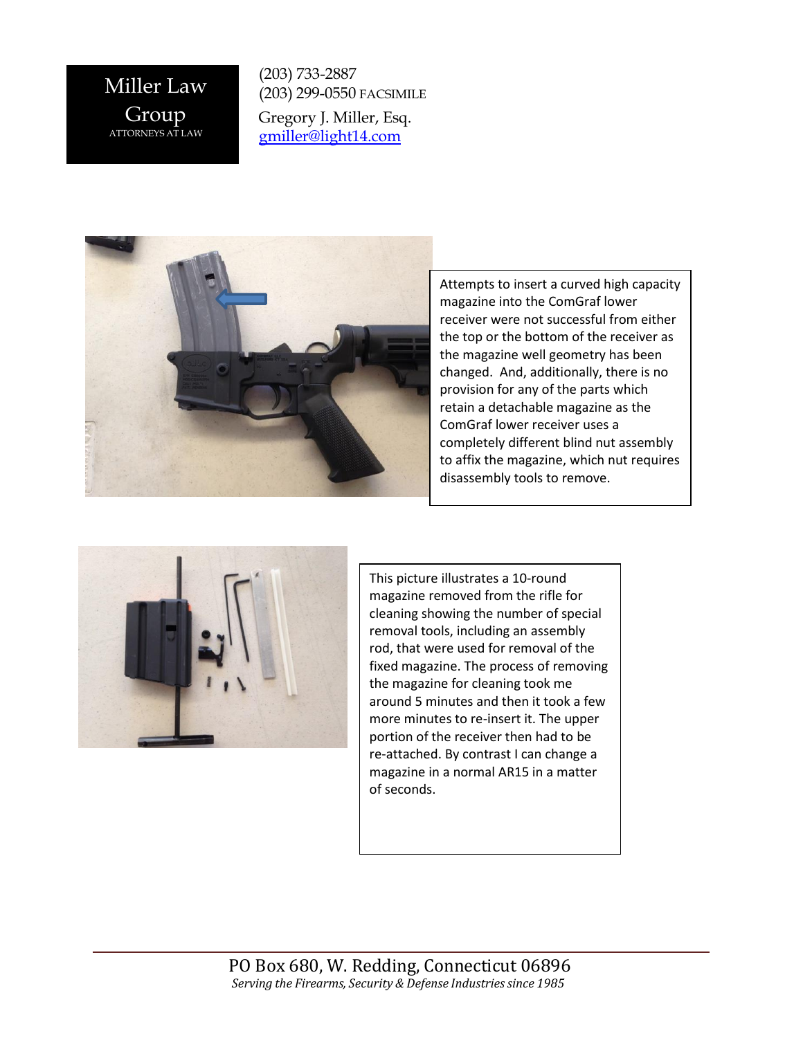Miller Law Group
ATTORNEYS AT LAW

(203) 733-2887
(203) 299-0550 FACSIMILE
Gregory J. Miller, Esq.
gmiller@light14.com

Attempts to insert a curved high capacity magazine into the ComGraf lower receiver were not successful from either the top or the bottom of the receiver as the magazine well geometry has been changed. And, additionally, there is no provision for any of the parts which retain a detachable magazine as the ComGraf lower receiver uses a completely different blind nut assembly to affix the magazine, which nut requires disassembly tools to remove.

This picture illustrates a 10-round magazine removed from the rifle for cleaning showing the number of special removal tools, including an assembly rod, that were used for removal of the fixed magazine. The process of removing the magazine for cleaning took me around 5 minutes and then it took a few more minutes to re-insert it. The upper portion of the receiver then had to be re-attached. By contrast I can change a magazine in a normal AR15 in a matter of seconds.

PO Box 680, W. Redding, Connecticut 06896
*Serving the Firearms, Security & Defense Industries since 1985*